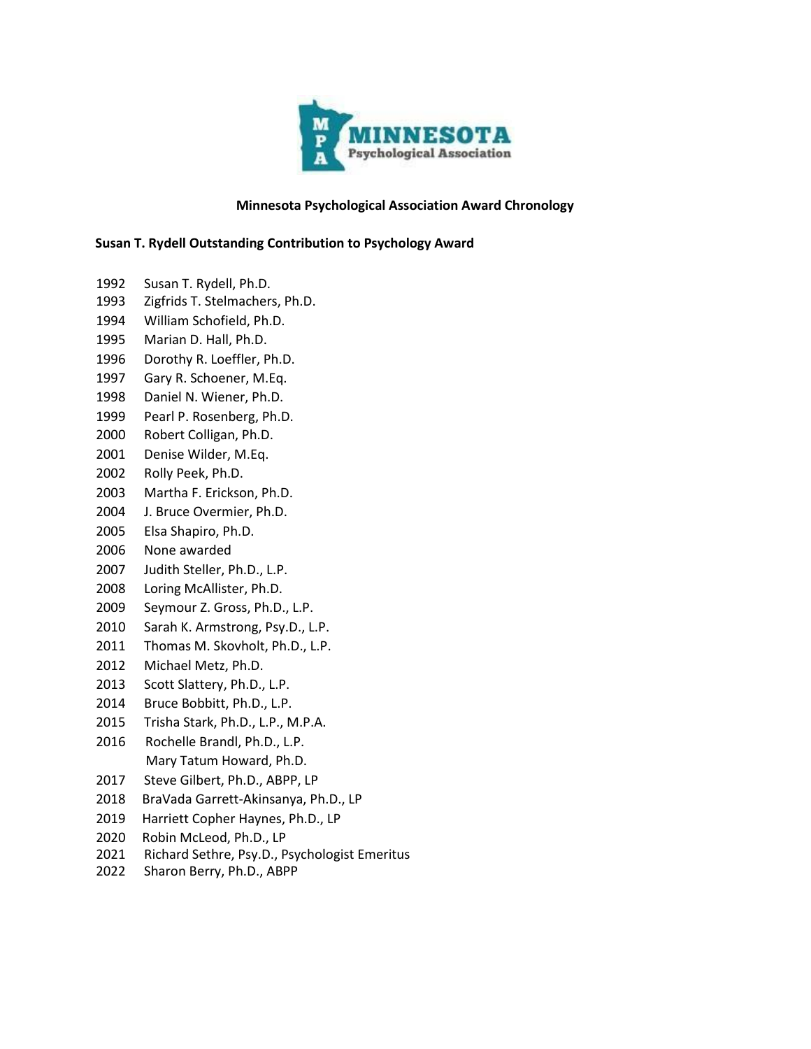# Minnesota Psychological Association Award Chronology

## Susan T. Rydell Outstanding Contribution to Psychology Award

1992 Susan T. Rydell, Ph.D.
1993 Zigfrids T. Stelmachers, Ph.D.
1994 William Schofield, Ph.D.
1995 Marian D. Hall, Ph.D.
1996 Dorothy R. Loeffler, Ph.D.
1997 Gary R. Schoener, M.Eq.
1998 Daniel N. Wiener, Ph.D.
1999 Pearl P. Rosenberg, Ph.D.
2000 Robert Colligan, Ph.D.
2001 Denise Wilder, M.Eq.
2002 Rolly Peek, Ph.D.
2003 Martha F. Erickson, Ph.D.
2004 J. Bruce Overmier, Ph.D.
2005 Elsa Shapiro, Ph.D.
2006 None awarded
2007 Judith Steller, Ph.D., L.P.
2008 Loring McAllister, Ph.D.
2009 Seymour Z. Gross, Ph.D., L.P.
2010 Sarah K. Armstrong, Psy.D., L.P.
2011 Thomas M. Skovholt, Ph.D., L.P.
2012 Michael Metz, Ph.D.
2013 Scott Slattery, Ph.D., L.P.
2014 Bruce Bobbitt, Ph.D., L.P.
2015 Trisha Stark, Ph.D., L.P., M.P.A.
2016 Rochelle Brandl, Ph.D., L.P.
Mary Tatum Howard, Ph.D.
2017 Steve Gilbert, Ph.D., ABPP, LP
2018 BraVada Garrett-Akinsanya, Ph.D., LP
2019 Harriett Copher Haynes, Ph.D., LP
2020 Robin McLeod, Ph.D., LP
2021 Richard Sethre, Psy.D., Psychologist Emeritus
2022 Sharon Berry, Ph.D., ABPP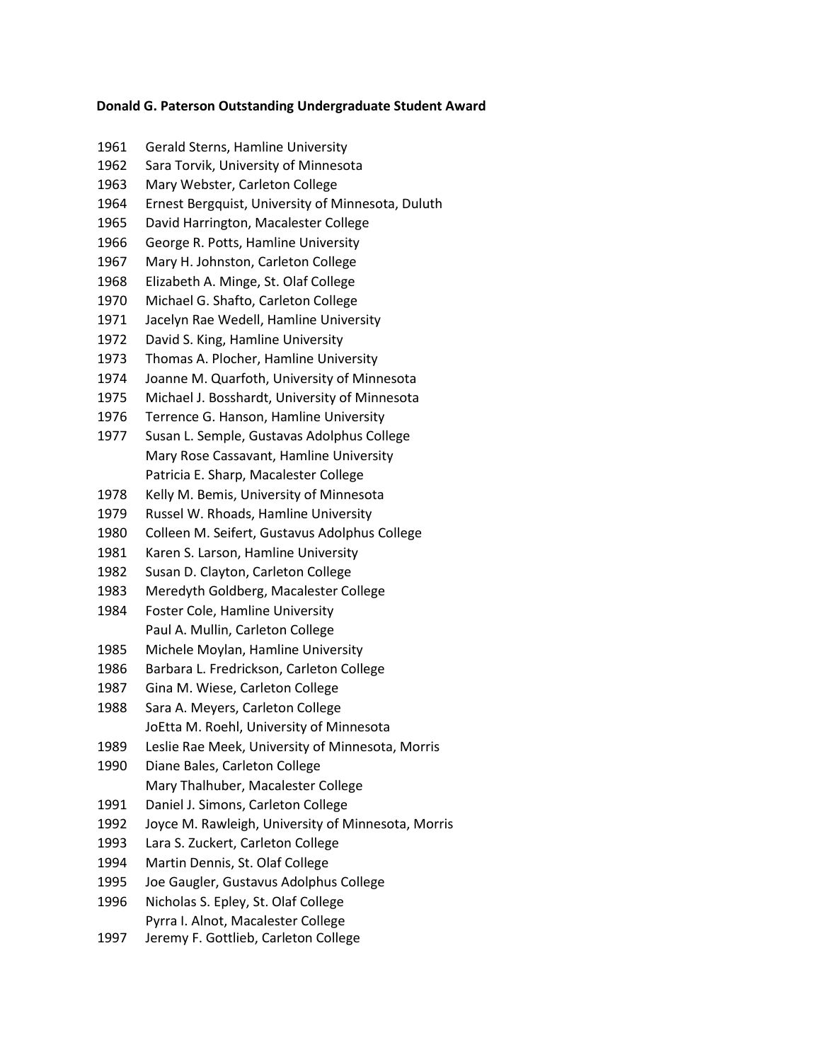**Donald G. Paterson Outstanding Undergraduate Student Award**

1961 Gerald Sterns, Hamline University
1962 Sara Torvik, University of Minnesota
1963 Mary Webster, Carleton College
1964 Ernest Bergquist, University of Minnesota, Duluth
1965 David Harrington, Macalester College
1966 George R. Potts, Hamline University
1967 Mary H. Johnston, Carleton College
1968 Elizabeth A. Minge, St. Olaf College
1970 Michael G. Shafto, Carleton College
1971 Jacelyn Rae Wedell, Hamline University
1972 David S. King, Hamline University
1973 Thomas A. Plocher, Hamline University
1974 Joanne M. Quarfoth, University of Minnesota
1975 Michael J. Bosshardt, University of Minnesota
1976 Terrence G. Hanson, Hamline University
1977 Susan L. Semple, Gustavas Adolphus College
Mary Rose Cassavant, Hamline University
Patricia E. Sharp, Macalester College
1978 Kelly M. Bemis, University of Minnesota
1979 Russel W. Rhoads, Hamline University
1980 Colleen M. Seifert, Gustavus Adolphus College
1981 Karen S. Larson, Hamline University
1982 Susan D. Clayton, Carleton College
1983 Meredyth Goldberg, Macalester College
1984 Foster Cole, Hamline University
Paul A. Mullin, Carleton College
1985 Michele Moylan, Hamline University
1986 Barbara L. Fredrickson, Carleton College
1987 Gina M. Wiese, Carleton College
1988 Sara A. Meyers, Carleton College
JoEtta M. Roehl, University of Minnesota
1989 Leslie Rae Meek, University of Minnesota, Morris
1990 Diane Bales, Carleton College
Mary Thalhuber, Macalester College
1991 Daniel J. Simons, Carleton College
1992 Joyce M. Rawleigh, University of Minnesota, Morris
1993 Lara S. Zuckert, Carleton College
1994 Martin Dennis, St. Olaf College
1995 Joe Gaugler, Gustavus Adolphus College
1996 Nicholas S. Epley, St. Olaf College
Pyrra I. Alnot, Macalester College
1997 Jeremy F. Gottlieb, Carleton College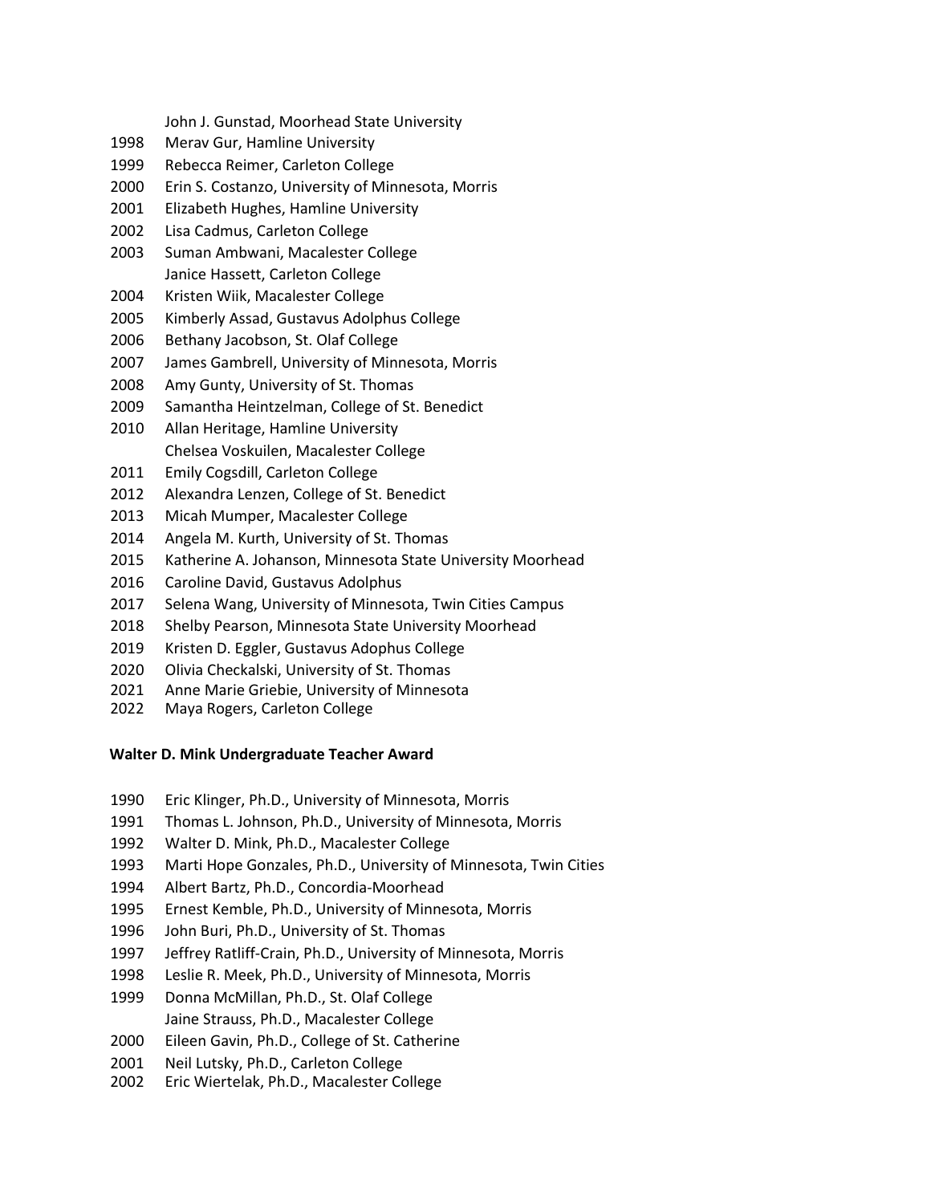John J. Gunstad, Moorhead State University

1998 Merav Gur, Hamline University
1999 Rebecca Reimer, Carleton College
2000 Erin S. Costanzo, University of Minnesota, Morris
2001 Elizabeth Hughes, Hamline University
2002 Lisa Cadmus, Carleton College
2003 Suman Ambwani, Macalester College
Janice Hassett, Carleton College
2004 Kristen Wiik, Macalester College
2005 Kimberly Assad, Gustavus Adolphus College
2006 Bethany Jacobson, St. Olaf College
2007 James Gambrell, University of Minnesota, Morris
2008 Amy Gunty, University of St. Thomas
2009 Samantha Heintzelman, College of St. Benedict
2010 Allan Heritage, Hamline University
Chelsea Voskuilen, Macalester College
2011 Emily Cogsdill, Carleton College
2012 Alexandra Lenzen, College of St. Benedict
2013 Micah Mumper, Macalester College
2014 Angela M. Kurth, University of St. Thomas
2015 Katherine A. Johanson, Minnesota State University Moorhead
2016 Caroline David, Gustavus Adolphus
2017 Selena Wang, University of Minnesota, Twin Cities Campus
2018 Shelby Pearson, Minnesota State University Moorhead
2019 Kristen D. Eggler, Gustavus Adophus College
2020 Olivia Checkalski, University of St. Thomas
2021 Anne Marie Griebie, University of Minnesota
2022 Maya Rogers, Carleton College

**Walter D. Mink Undergraduate Teacher Award**

1990 Eric Klinger, Ph.D., University of Minnesota, Morris
1991 Thomas L. Johnson, Ph.D., University of Minnesota, Morris
1992 Walter D. Mink, Ph.D., Macalester College
1993 Marti Hope Gonzales, Ph.D., University of Minnesota, Twin Cities
1994 Albert Bartz, Ph.D., Concordia-Moorhead
1995 Ernest Kemble, Ph.D., University of Minnesota, Morris
1996 John Buri, Ph.D., University of St. Thomas
1997 Jeffrey Ratliff-Crain, Ph.D., University of Minnesota, Morris
1998 Leslie R. Meek, Ph.D., University of Minnesota, Morris
1999 Donna McMillan, Ph.D., St. Olaf College
Jaine Strauss, Ph.D., Macalester College
2000 Eileen Gavin, Ph.D., College of St. Catherine
2001 Neil Lutsky, Ph.D., Carleton College
2002 Eric Wiertelak, Ph.D., Macalester College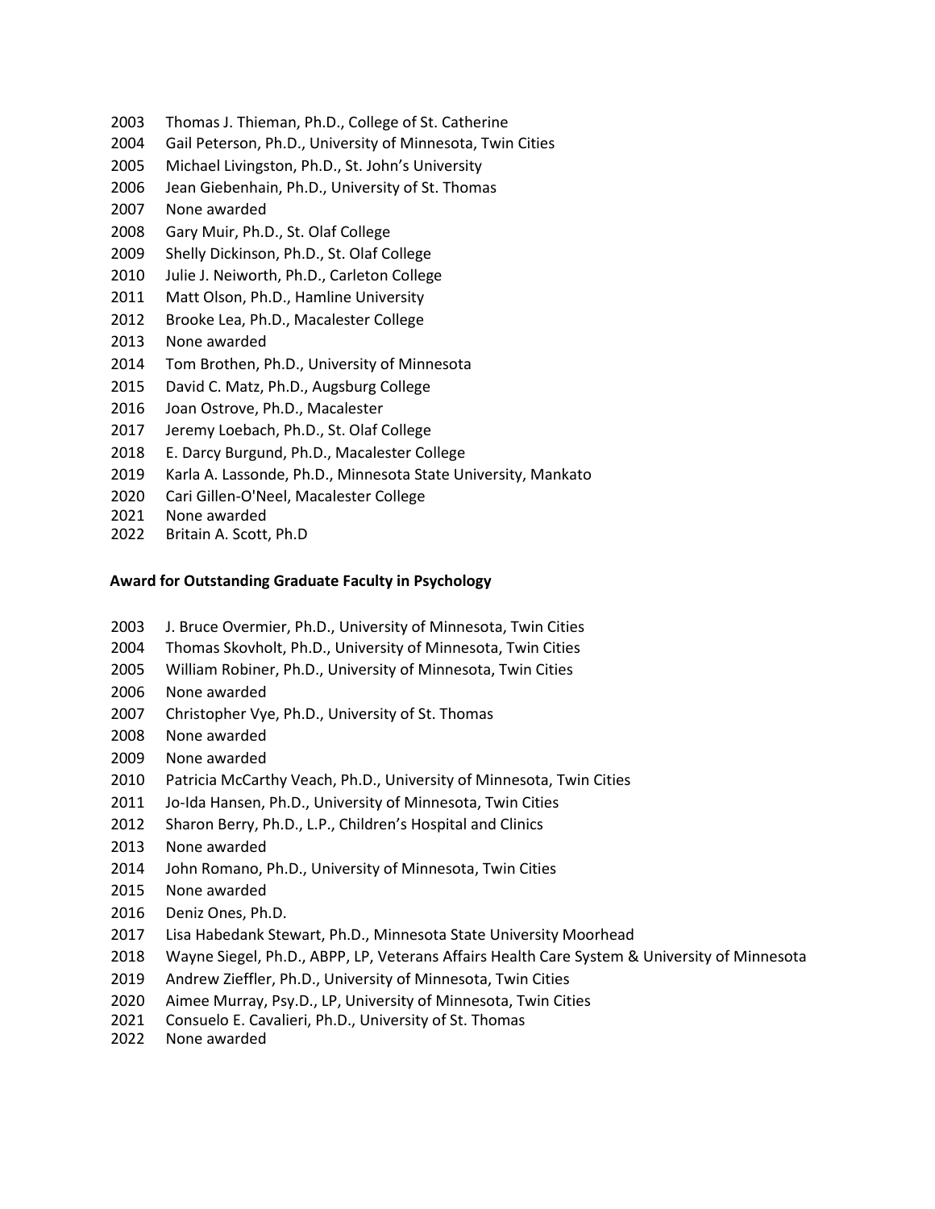2003 Thomas J. Thieman, Ph.D., College of St. Catherine
2004 Gail Peterson, Ph.D., University of Minnesota, Twin Cities
2005 Michael Livingston, Ph.D., St. John's University
2006 Jean Giebenhain, Ph.D., University of St. Thomas
2007 None awarded
2008 Gary Muir, Ph.D., St. Olaf College
2009 Shelly Dickinson, Ph.D., St. Olaf College
2010 Julie J. Neiworth, Ph.D., Carleton College
2011 Matt Olson, Ph.D., Hamline University
2012 Brooke Lea, Ph.D., Macalester College
2013 None awarded
2014 Tom Brothen, Ph.D., University of Minnesota
2015 David C. Matz, Ph.D., Augsburg College
2016 Joan Ostrove, Ph.D., Macalester
2017 Jeremy Loebach, Ph.D., St. Olaf College
2018 E. Darcy Burgund, Ph.D., Macalester College
2019 Karla A. Lassonde, Ph.D., Minnesota State University, Mankato
2020 Cari Gillen-O'Neel, Macalester College
2021 None awarded
2022 Britain A. Scott, Ph.D

**Award for Outstanding Graduate Faculty in Psychology**

2003 J. Bruce Overmier, Ph.D., University of Minnesota, Twin Cities
2004 Thomas Skovholt, Ph.D., University of Minnesota, Twin Cities
2005 William Robiner, Ph.D., University of Minnesota, Twin Cities
2006 None awarded
2007 Christopher Vye, Ph.D., University of St. Thomas
2008 None awarded
2009 None awarded
2010 Patricia McCarthy Veach, Ph.D., University of Minnesota, Twin Cities
2011 Jo-Ida Hansen, Ph.D., University of Minnesota, Twin Cities
2012 Sharon Berry, Ph.D., L.P., Children's Hospital and Clinics
2013 None awarded
2014 John Romano, Ph.D., University of Minnesota, Twin Cities
2015 None awarded
2016 Deniz Ones, Ph.D.
2017 Lisa Habedank Stewart, Ph.D., Minnesota State University Moorhead
2018 Wayne Siegel, Ph.D., ABPP, LP, Veterans Affairs Health Care System & University of Minnesota
2019 Andrew Zieffler, Ph.D., University of Minnesota, Twin Cities
2020 Aimee Murray, Psy.D., LP, University of Minnesota, Twin Cities
2021 Consuelo E. Cavalieri, Ph.D., University of St. Thomas
2022 None awarded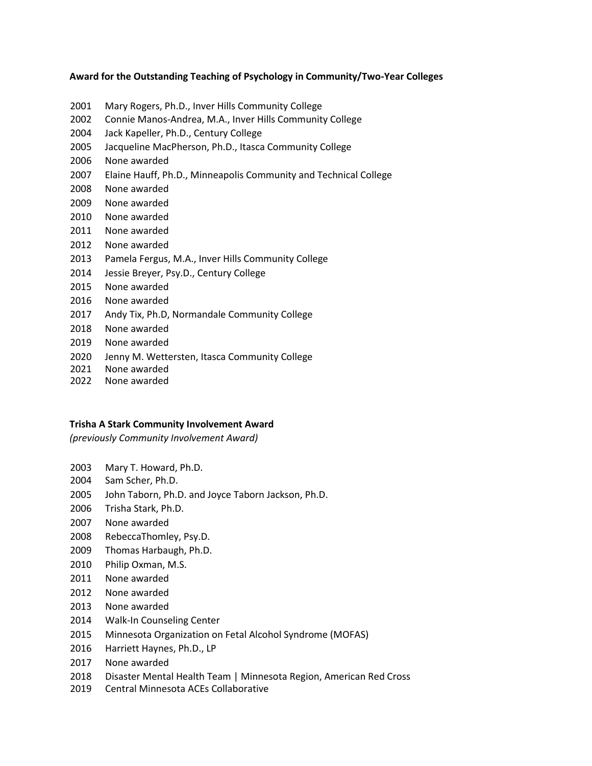**Award for the Outstanding Teaching of Psychology in Community/Two-Year Colleges**

2001 Mary Rogers, Ph.D., Inver Hills Community College
2002 Connie Manos-Andrea, M.A., Inver Hills Community College
2004 Jack Kapeller, Ph.D., Century College
2005 Jacqueline MacPherson, Ph.D., Itasca Community College
2006 None awarded
2007 Elaine Hauff, Ph.D., Minneapolis Community and Technical College
2008 None awarded
2009 None awarded
2010 None awarded
2011 None awarded
2012 None awarded
2013 Pamela Fergus, M.A., Inver Hills Community College
2014 Jessie Breyer, Psy.D., Century College
2015 None awarded
2016 None awarded
2017 Andy Tix, Ph.D, Normandale Community College
2018 None awarded
2019 None awarded
2020 Jenny M. Wettersten, Itasca Community College
2021 None awarded
2022 None awarded

**Trisha A Stark Community Involvement Award**
*(previously Community Involvement Award)*

2003 Mary T. Howard, Ph.D.
2004 Sam Scher, Ph.D.
2005 John Taborn, Ph.D. and Joyce Taborn Jackson, Ph.D.
2006 Trisha Stark, Ph.D.
2007 None awarded
2008 RebeccaThomley, Psy.D.
2009 Thomas Harbaugh, Ph.D.
2010 Philip Oxman, M.S.
2011 None awarded
2012 None awarded
2013 None awarded
2014 Walk-In Counseling Center
2015 Minnesota Organization on Fetal Alcohol Syndrome (MOFAS)
2016 Harriett Haynes, Ph.D., LP
2017 None awarded
2018 Disaster Mental Health Team | Minnesota Region, American Red Cross
2019 Central Minnesota ACEs Collaborative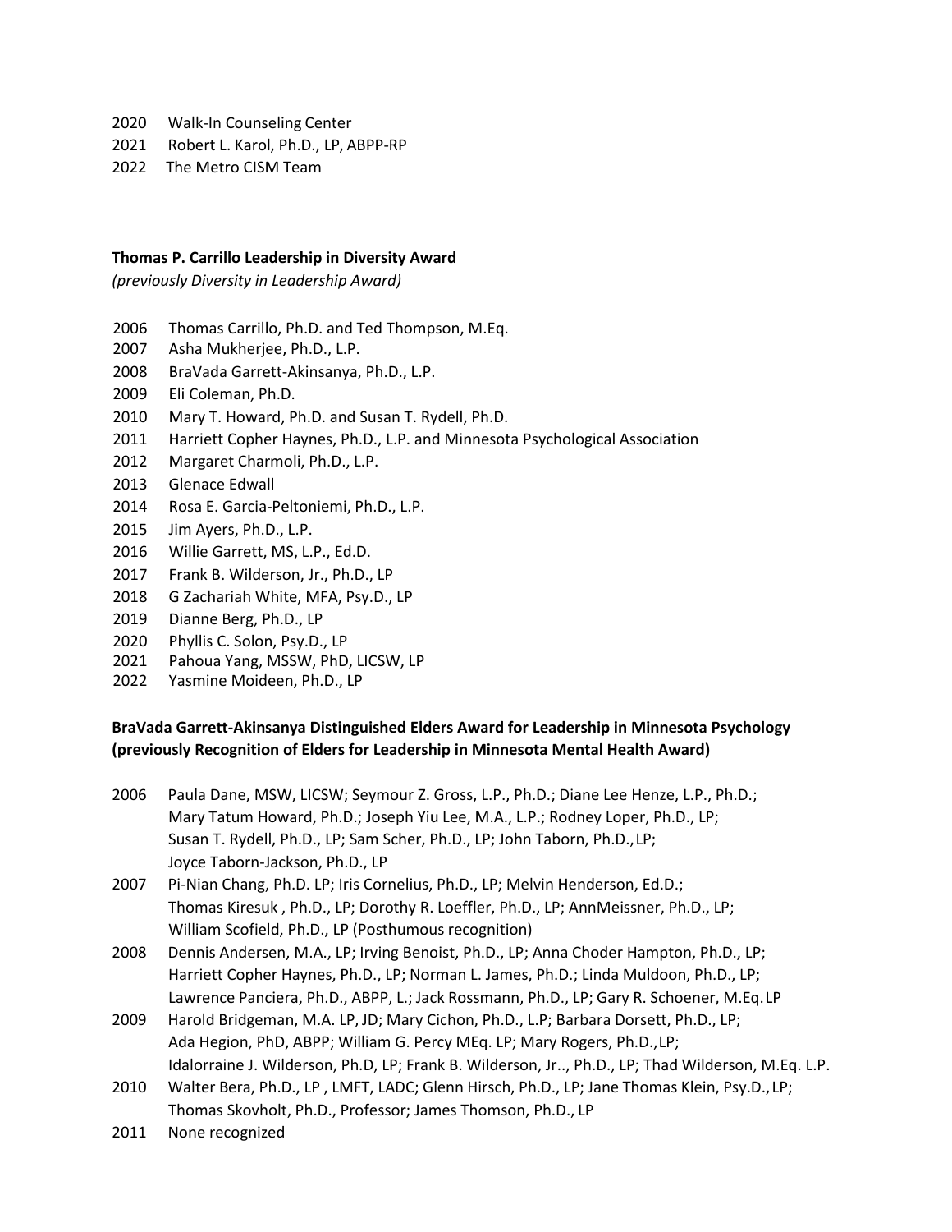2020 Walk-In Counseling Center

2021 Robert L. Karol, Ph.D., LP, ABPP-RP

2022 The Metro CISM Team

**Thomas P. Carrillo Leadership in Diversity Award**

*(previously Diversity in Leadership Award)*

2006 Thomas Carrillo, Ph.D. and Ted Thompson, M.Eq.

2007 Asha Mukherjee, Ph.D., L.P.

2008 BraVada Garrett-Akinsanya, Ph.D., L.P.

2009 Eli Coleman, Ph.D.

2010 Mary T. Howard, Ph.D. and Susan T. Rydell, Ph.D.

2011 Harriett Copher Haynes, Ph.D., L.P. and Minnesota Psychological Association

2012 Margaret Charmoli, Ph.D., L.P.

2013 Glenace Edwall

2014 Rosa E. Garcia-Peltoniemi, Ph.D., L.P.

2015 Jim Ayers, Ph.D., L.P.

2016 Willie Garrett, MS, L.P., Ed.D.

2017 Frank B. Wilderson, Jr., Ph.D., LP

2018 G Zachariah White, MFA, Psy.D., LP

2019 Dianne Berg, Ph.D., LP

2020 Phyllis C. Solon, Psy.D., LP

2021 Pahoua Yang, MSSW, PhD, LICSW, LP

2022 Yasmine Moideen, Ph.D., LP

**BraVada Garrett-Akinsanya Distinguished Elders Award for Leadership in Minnesota Psychology (previously Recognition of Elders for Leadership in Minnesota Mental Health Award)**

2006 Paula Dane, MSW, LICSW; Seymour Z. Gross, L.P., Ph.D.; Diane Lee Henze, L.P., Ph.D.; Mary Tatum Howard, Ph.D.; Joseph Yiu Lee, M.A., L.P.; Rodney Loper, Ph.D., LP; Susan T. Rydell, Ph.D., LP; Sam Scher, Ph.D., LP; John Taborn, Ph.D., LP; Joyce Taborn-Jackson, Ph.D., LP

2007 Pi-Nian Chang, Ph.D. LP; Iris Cornelius, Ph.D., LP; Melvin Henderson, Ed.D.; Thomas Kiresuk , Ph.D., LP; Dorothy R. Loeffler, Ph.D., LP; AnnMeissner, Ph.D., LP; William Scofield, Ph.D., LP (Posthumous recognition)

2008 Dennis Andersen, M.A., LP; Irving Benoist, Ph.D., LP; Anna Choder Hampton, Ph.D., LP; Harriett Copher Haynes, Ph.D., LP; Norman L. James, Ph.D.; Linda Muldoon, Ph.D., LP; Lawrence Panciera, Ph.D., ABPP, L.; Jack Rossmann, Ph.D., LP; Gary R. Schoener, M.Eq. LP

2009 Harold Bridgeman, M.A. LP, JD; Mary Cichon, Ph.D., L.P; Barbara Dorsett, Ph.D., LP; Ada Hegion, PhD, ABPP; William G. Percy MEq. LP; Mary Rogers, Ph.D.,LP; Idalorraine J. Wilderson, Ph.D, LP; Frank B. Wilderson, Jr.., Ph.D., LP; Thad Wilderson, M.Eq. L.P.

2010 Walter Bera, Ph.D., LP , LMFT, LADC; Glenn Hirsch, Ph.D., LP; Jane Thomas Klein, Psy.D., LP; Thomas Skovholt, Ph.D., Professor; James Thomson, Ph.D., LP

2011 None recognized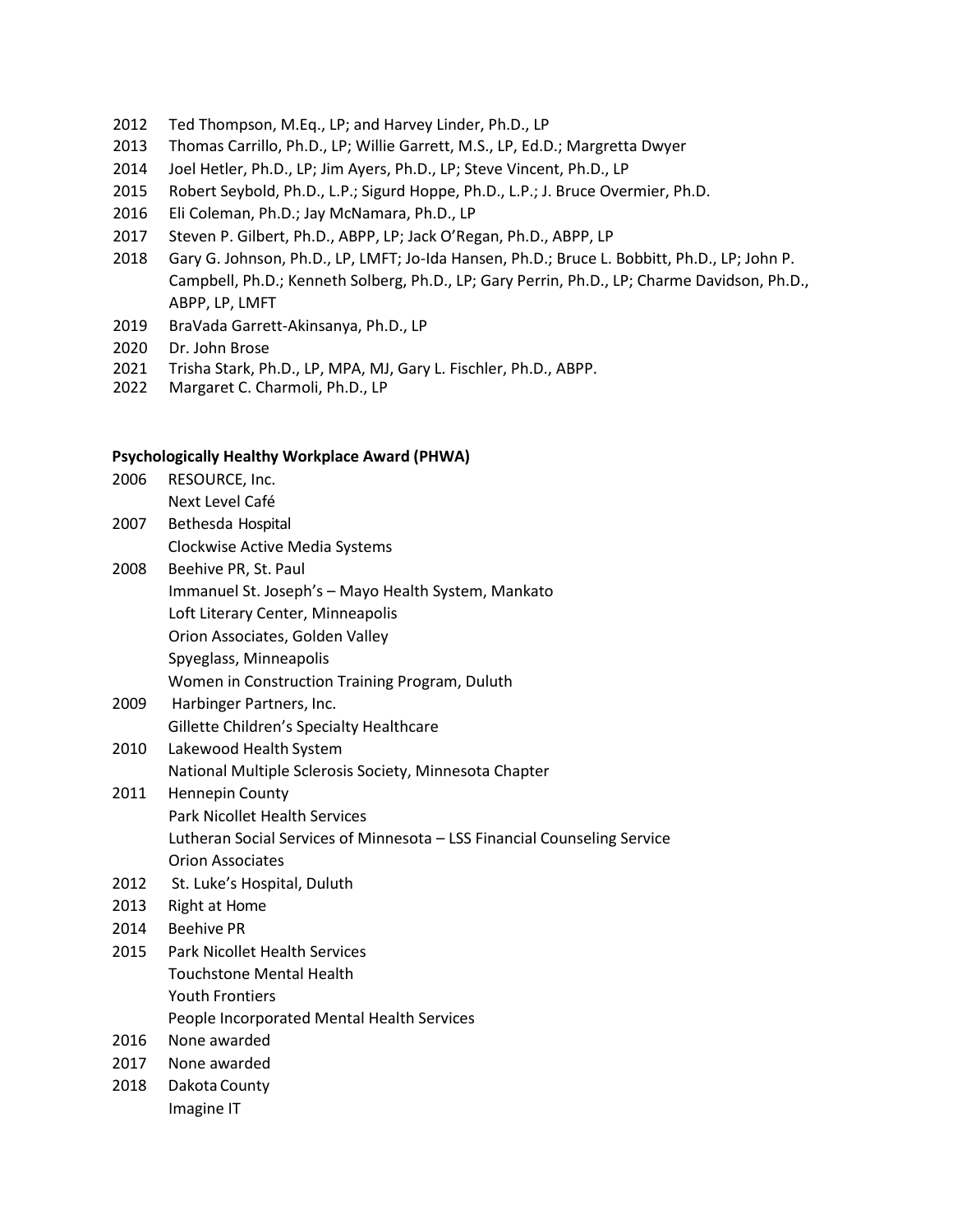2012 Ted Thompson, M.Eq., LP; and Harvey Linder, Ph.D., LP
2013 Thomas Carrillo, Ph.D., LP; Willie Garrett, M.S., LP, Ed.D.; Margretta Dwyer
2014 Joel Hetler, Ph.D., LP; Jim Ayers, Ph.D., LP; Steve Vincent, Ph.D., LP
2015 Robert Seybold, Ph.D., L.P.; Sigurd Hoppe, Ph.D., L.P.; J. Bruce Overmier, Ph.D.
2016 Eli Coleman, Ph.D.; Jay McNamara, Ph.D., LP
2017 Steven P. Gilbert, Ph.D., ABPP, LP; Jack O'Regan, Ph.D., ABPP, LP
2018 Gary G. Johnson, Ph.D., LP, LMFT; Jo-Ida Hansen, Ph.D.; Bruce L. Bobbitt, Ph.D., LP; John P. Campbell, Ph.D.; Kenneth Solberg, Ph.D., LP; Gary Perrin, Ph.D., LP; Charme Davidson, Ph.D., ABPP, LP, LMFT
2019 BraVada Garrett-Akinsanya, Ph.D., LP
2020 Dr. John Brose
2021 Trisha Stark, Ph.D., LP, MPA, MJ, Gary L. Fischler, Ph.D., ABPP.
2022 Margaret C. Charmoli, Ph.D., LP

**Psychologically Healthy Workplace Award (PHWA)**

2006 RESOURCE, Inc.
Next Level Café
2007 Bethesda Hospital
Clockwise Active Media Systems
2008 Beehive PR, St. Paul
Immanuel St. Joseph's – Mayo Health System, Mankato
Loft Literary Center, Minneapolis
Orion Associates, Golden Valley
Spyeglass, Minneapolis
Women in Construction Training Program, Duluth
2009 Harbinger Partners, Inc.
Gillette Children's Specialty Healthcare
2010 Lakewood Health System
National Multiple Sclerosis Society, Minnesota Chapter
2011 Hennepin County
Park Nicollet Health Services
Lutheran Social Services of Minnesota – LSS Financial Counseling Service
Orion Associates
2012 St. Luke's Hospital, Duluth
2013 Right at Home
2014 Beehive PR
2015 Park Nicollet Health Services
Touchstone Mental Health
Youth Frontiers
People Incorporated Mental Health Services
2016 None awarded
2017 None awarded
2018 Dakota County
Imagine IT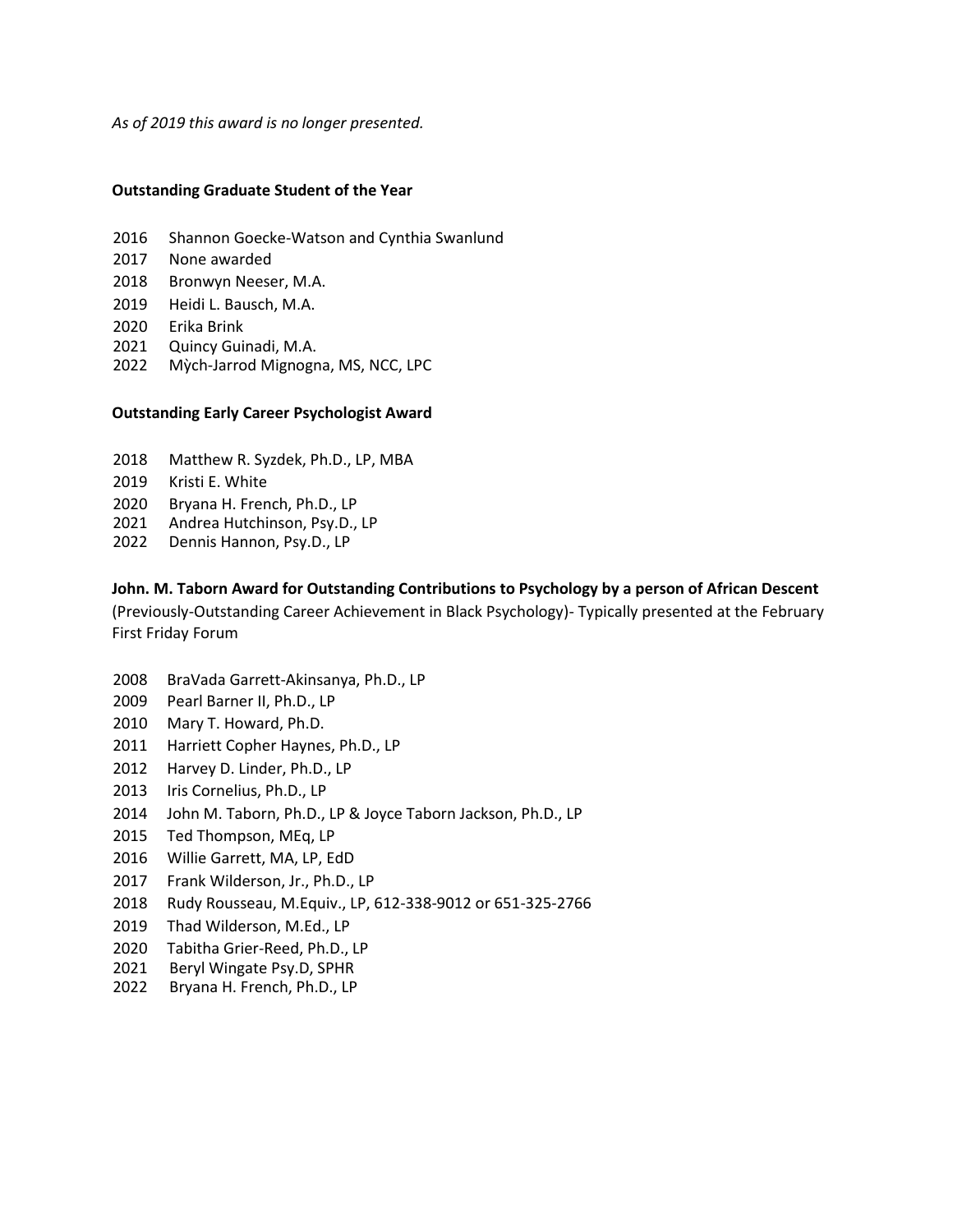*As of 2019 this award is no longer presented.*

**Outstanding Graduate Student of the Year**

2016 Shannon Goecke-Watson and Cynthia Swanlund
2017 None awarded
2018 Bronwyn Neeser, M.A.
2019 Heidi L. Bausch, M.A.
2020 Erika Brink
2021 Quincy Guinadi, M.A.
2022 Mỳch-Jarrod Mignogna, MS, NCC, LPC

**Outstanding Early Career Psychologist Award**

2018 Matthew R. Syzdek, Ph.D., LP, MBA
2019 Kristi E. White
2020 Bryana H. French, Ph.D., LP
2021 Andrea Hutchinson, Psy.D., LP
2022 Dennis Hannon, Psy.D., LP

**John. M. Taborn Award for Outstanding Contributions to Psychology by a person of African Descent**
(Previously-Outstanding Career Achievement in Black Psychology)- Typically presented at the February First Friday Forum

2008 BraVada Garrett-Akinsanya, Ph.D., LP
2009 Pearl Barner II, Ph.D., LP
2010 Mary T. Howard, Ph.D.
2011 Harriett Copher Haynes, Ph.D., LP
2012 Harvey D. Linder, Ph.D., LP
2013 Iris Cornelius, Ph.D., LP
2014 John M. Taborn, Ph.D., LP & Joyce Taborn Jackson, Ph.D., LP
2015 Ted Thompson, MEq, LP
2016 Willie Garrett, MA, LP, EdD
2017 Frank Wilderson, Jr., Ph.D., LP
2018 Rudy Rousseau, M.Equiv., LP, 612-338-9012 or 651-325-2766
2019 Thad Wilderson, M.Ed., LP
2020 Tabitha Grier-Reed, Ph.D., LP
2021 Beryl Wingate Psy.D, SPHR
2022 Bryana H. French, Ph.D., LP